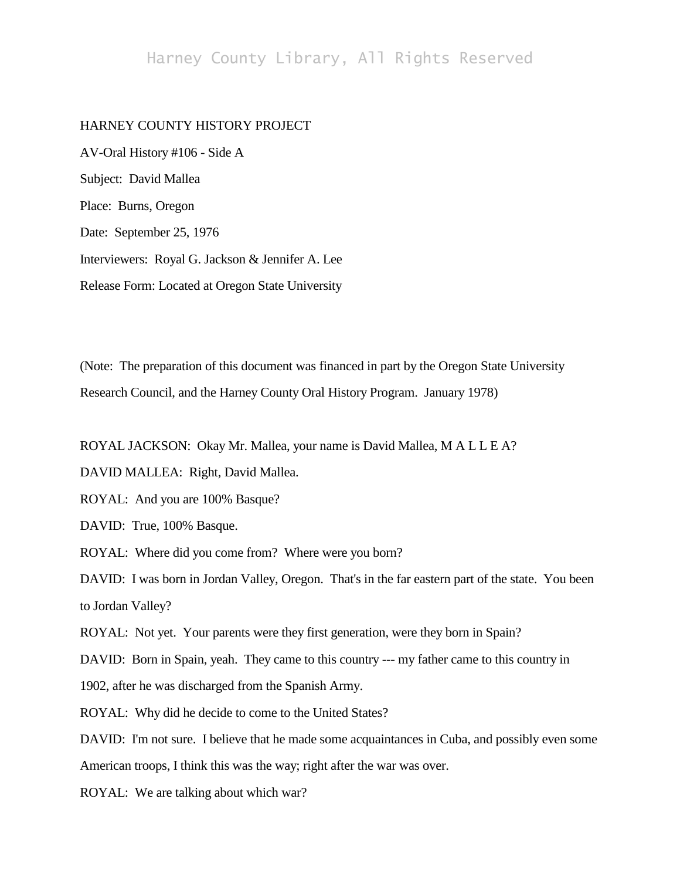HARNEY COUNTY HISTORY PROJECT

AV-Oral History #106 - Side A

Subject: David Mallea

Place: Burns, Oregon

Date: September 25, 1976

Interviewers: Royal G. Jackson & Jennifer A. Lee

Release Form: Located at Oregon State University

(Note: The preparation of this document was financed in part by the Oregon State University Research Council, and the Harney County Oral History Program. January 1978)

ROYAL JACKSON: Okay Mr. Mallea, your name is David Mallea, M A L L E A?

DAVID MALLEA: Right, David Mallea.

ROYAL: And you are 100% Basque?

DAVID: True, 100% Basque.

ROYAL: Where did you come from? Where were you born?

DAVID: I was born in Jordan Valley, Oregon. That's in the far eastern part of the state. You been to Jordan Valley?

ROYAL: Not yet. Your parents were they first generation, were they born in Spain?

DAVID: Born in Spain, yeah. They came to this country --- my father came to this country in 1902, after he was discharged from the Spanish Army.

ROYAL: Why did he decide to come to the United States?

DAVID: I'm not sure. I believe that he made some acquaintances in Cuba, and possibly even some American troops, I think this was the way; right after the war was over.

ROYAL: We are talking about which war?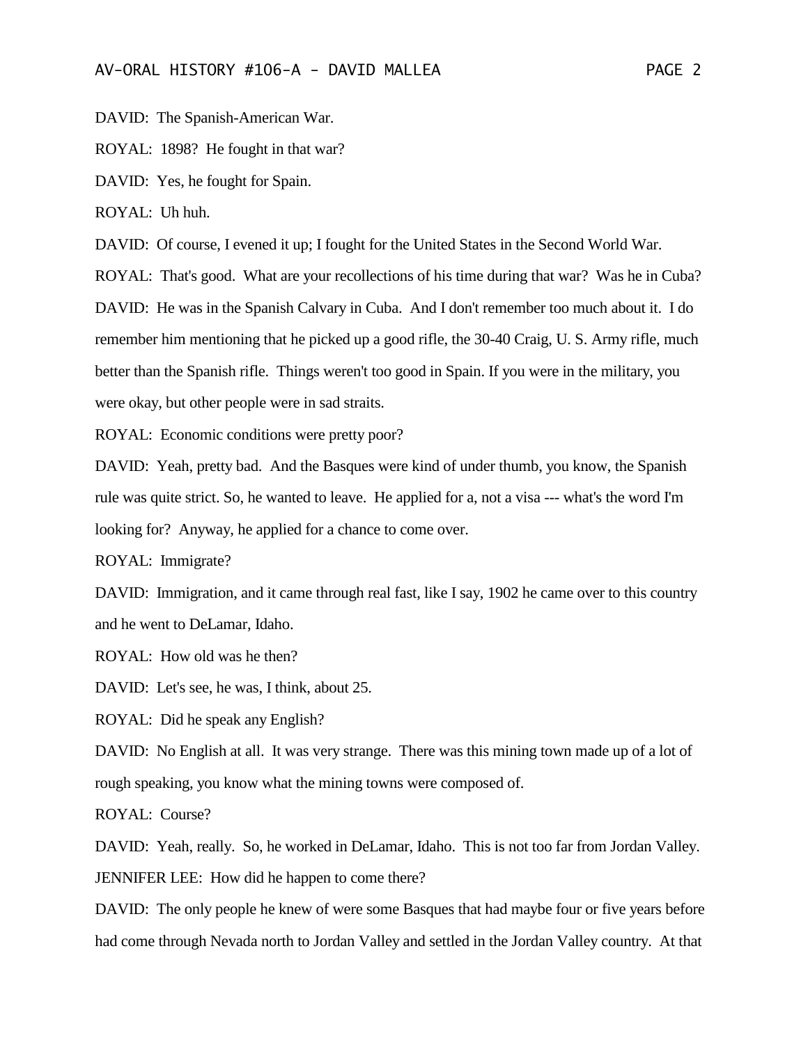DAVID: The Spanish-American War.

ROYAL: 1898? He fought in that war?

DAVID: Yes, he fought for Spain.

ROYAL: Uh huh.

DAVID: Of course, I evened it up; I fought for the United States in the Second World War.

ROYAL: That's good. What are your recollections of his time during that war? Was he in Cuba?

DAVID: He was in the Spanish Calvary in Cuba. And I don't remember too much about it. I do remember him mentioning that he picked up a good rifle, the 30-40 Craig, U. S. Army rifle, much better than the Spanish rifle. Things weren't too good in Spain. If you were in the military, you were okay, but other people were in sad straits.

ROYAL: Economic conditions were pretty poor?

DAVID: Yeah, pretty bad. And the Basques were kind of under thumb, you know, the Spanish rule was quite strict. So, he wanted to leave. He applied for a, not a visa --- what's the word I'm looking for? Anyway, he applied for a chance to come over.

ROYAL: Immigrate?

DAVID: Immigration, and it came through real fast, like I say, 1902 he came over to this country and he went to DeLamar, Idaho.

ROYAL: How old was he then?

DAVID: Let's see, he was, I think, about 25.

ROYAL: Did he speak any English?

DAVID: No English at all. It was very strange. There was this mining town made up of a lot of rough speaking, you know what the mining towns were composed of.

ROYAL: Course?

DAVID: Yeah, really. So, he worked in DeLamar, Idaho. This is not too far from Jordan Valley.

JENNIFER LEE: How did he happen to come there?

DAVID: The only people he knew of were some Basques that had maybe four or five years before had come through Nevada north to Jordan Valley and settled in the Jordan Valley country. At that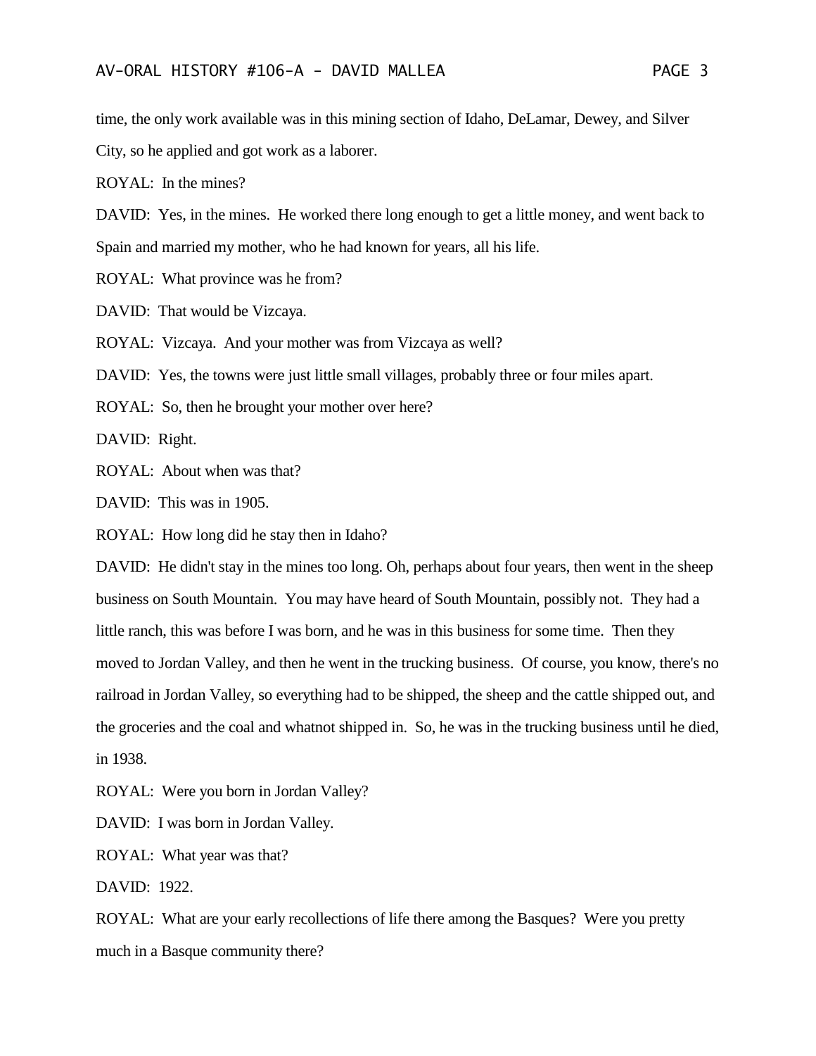time, the only work available was in this mining section of Idaho, DeLamar, Dewey, and Silver City, so he applied and got work as a laborer.

ROYAL: In the mines?

DAVID: Yes, in the mines. He worked there long enough to get a little money, and went back to Spain and married my mother, who he had known for years, all his life.

ROYAL: What province was he from?

DAVID: That would be Vizcaya.

ROYAL: Vizcaya. And your mother was from Vizcaya as well?

DAVID: Yes, the towns were just little small villages, probably three or four miles apart.

ROYAL: So, then he brought your mother over here?

DAVID: Right.

ROYAL: About when was that?

DAVID: This was in 1905.

ROYAL: How long did he stay then in Idaho?

DAVID: He didn't stay in the mines too long. Oh, perhaps about four years, then went in the sheep business on South Mountain. You may have heard of South Mountain, possibly not. They had a little ranch, this was before I was born, and he was in this business for some time. Then they moved to Jordan Valley, and then he went in the trucking business. Of course, you know, there's no railroad in Jordan Valley, so everything had to be shipped, the sheep and the cattle shipped out, and the groceries and the coal and whatnot shipped in. So, he was in the trucking business until he died, in 1938.

ROYAL: Were you born in Jordan Valley?

DAVID: I was born in Jordan Valley.

ROYAL: What year was that?

DAVID: 1922.

ROYAL: What are your early recollections of life there among the Basques? Were you pretty much in a Basque community there?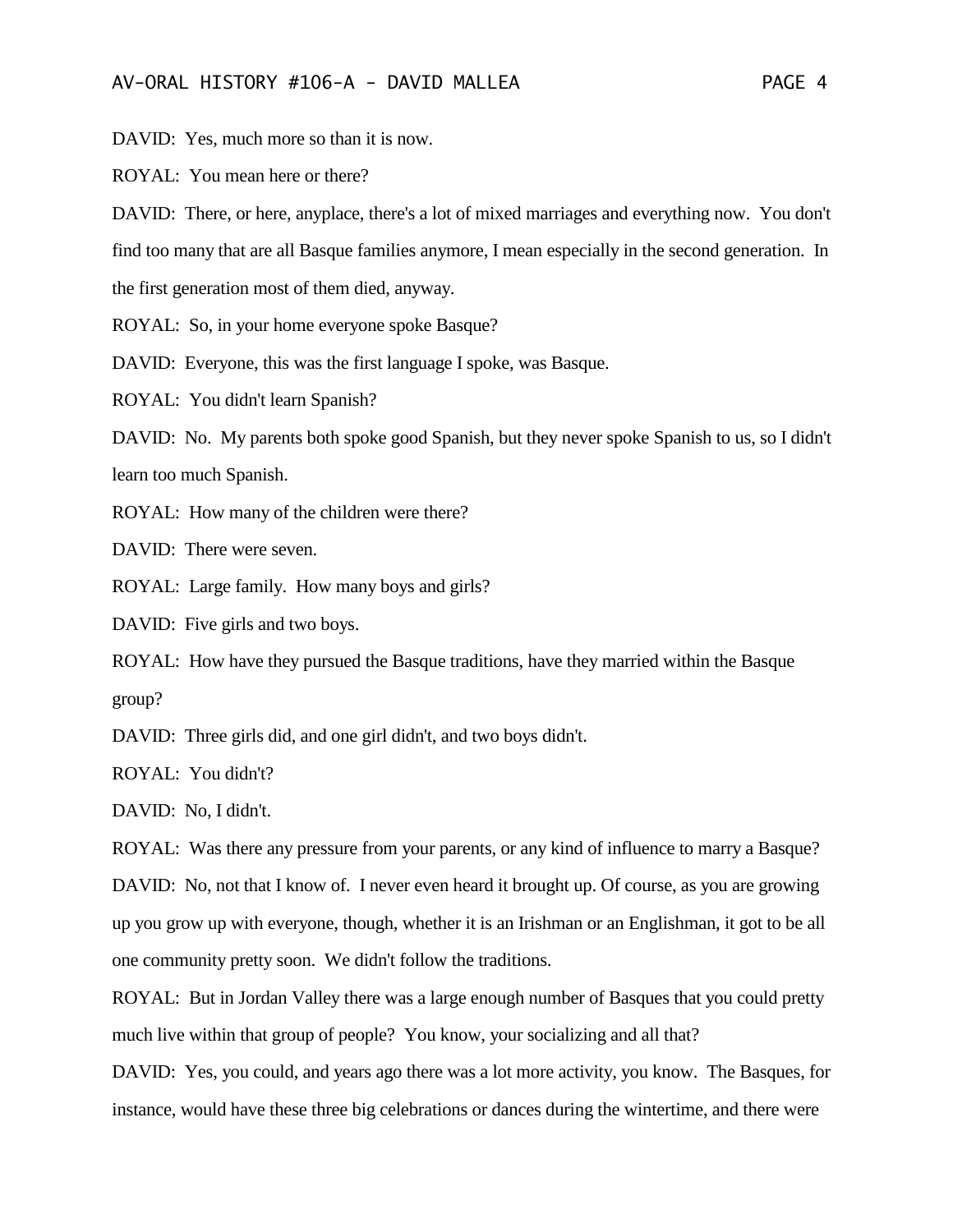DAVID: Yes, much more so than it is now.

ROYAL: You mean here or there?

DAVID: There, or here, anyplace, there's a lot of mixed marriages and everything now. You don't find too many that are all Basque families anymore, I mean especially in the second generation. In the first generation most of them died, anyway.

ROYAL: So, in your home everyone spoke Basque?

DAVID: Everyone, this was the first language I spoke, was Basque.

ROYAL: You didn't learn Spanish?

DAVID: No. My parents both spoke good Spanish, but they never spoke Spanish to us, so I didn't learn too much Spanish.

ROYAL: How many of the children were there?

DAVID: There were seven.

ROYAL: Large family. How many boys and girls?

DAVID: Five girls and two boys.

ROYAL: How have they pursued the Basque traditions, have they married within the Basque group?

DAVID: Three girls did, and one girl didn't, and two boys didn't.

ROYAL: You didn't?

DAVID: No, I didn't.

ROYAL: Was there any pressure from your parents, or any kind of influence to marry a Basque?

DAVID: No, not that I know of. I never even heard it brought up. Of course, as you are growing up you grow up with everyone, though, whether it is an Irishman or an Englishman, it got to be all one community pretty soon. We didn't follow the traditions.

ROYAL: But in Jordan Valley there was a large enough number of Basques that you could pretty much live within that group of people? You know, your socializing and all that?

DAVID: Yes, you could, and years ago there was a lot more activity, you know. The Basques, for instance, would have these three big celebrations or dances during the wintertime, and there were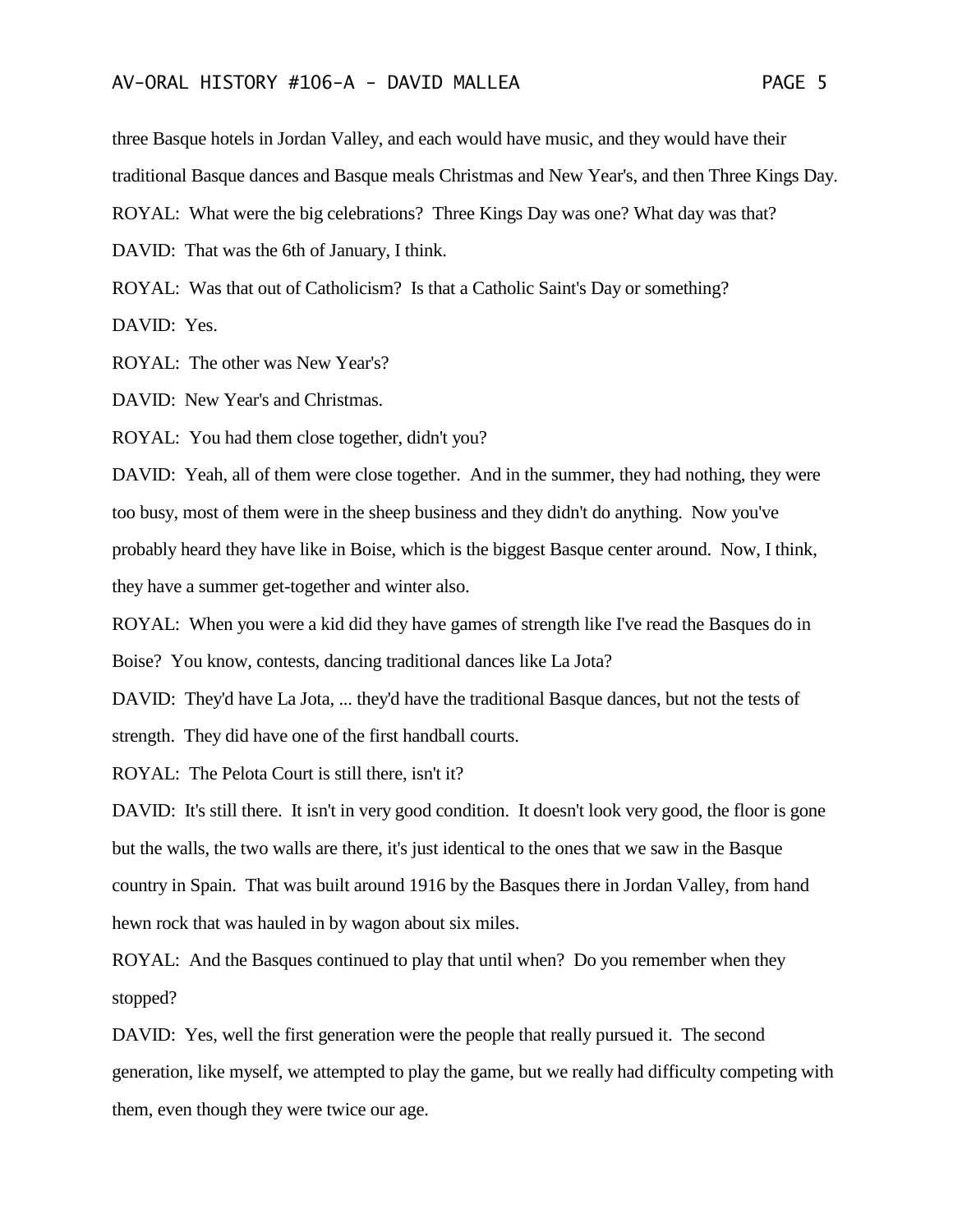three Basque hotels in Jordan Valley, and each would have music, and they would have their traditional Basque dances and Basque meals Christmas and New Year's, and then Three Kings Day.

ROYAL: What were the big celebrations? Three Kings Day was one? What day was that?

DAVID: That was the 6th of January, I think.

ROYAL: Was that out of Catholicism? Is that a Catholic Saint's Day or something?

DAVID: Yes.

ROYAL: The other was New Year's?

DAVID: New Year's and Christmas.

ROYAL: You had them close together, didn't you?

DAVID: Yeah, all of them were close together. And in the summer, they had nothing, they were too busy, most of them were in the sheep business and they didn't do anything. Now you've probably heard they have like in Boise, which is the biggest Basque center around. Now, I think, they have a summer get-together and winter also.

ROYAL: When you were a kid did they have games of strength like I've read the Basques do in Boise? You know, contests, dancing traditional dances like La Jota?

DAVID: They'd have La Jota, ... they'd have the traditional Basque dances, but not the tests of strength. They did have one of the first handball courts.

ROYAL: The Pelota Court is still there, isn't it?

DAVID: It's still there. It isn't in very good condition. It doesn't look very good, the floor is gone but the walls, the two walls are there, it's just identical to the ones that we saw in the Basque country in Spain. That was built around 1916 by the Basques there in Jordan Valley, from hand hewn rock that was hauled in by wagon about six miles.

ROYAL: And the Basques continued to play that until when? Do you remember when they stopped?

DAVID: Yes, well the first generation were the people that really pursued it. The second generation, like myself, we attempted to play the game, but we really had difficulty competing with them, even though they were twice our age.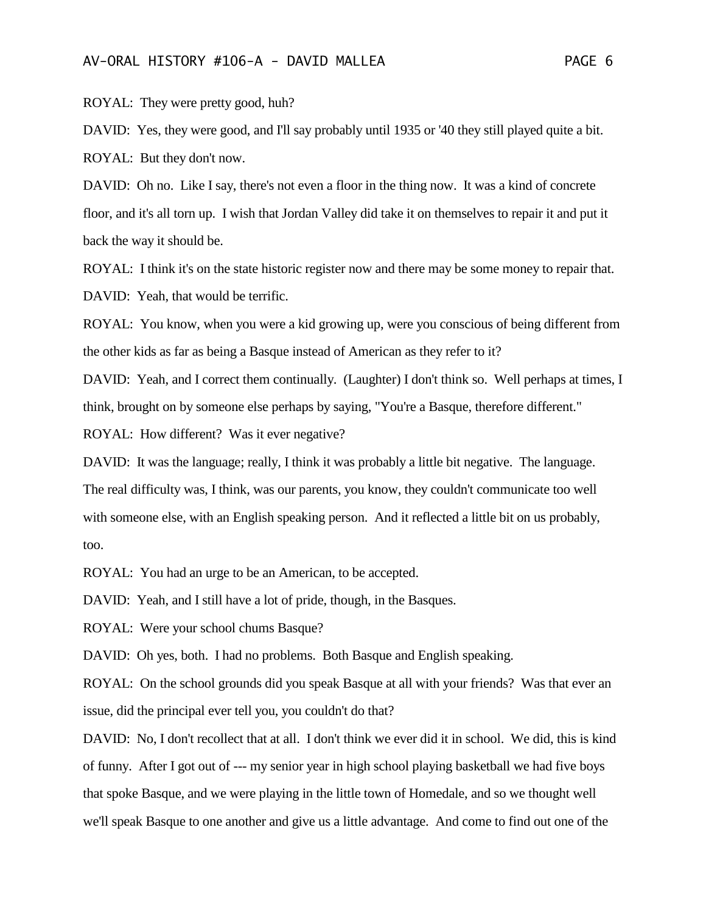ROYAL: They were pretty good, huh?

DAVID: Yes, they were good, and I'll say probably until 1935 or '40 they still played quite a bit.

ROYAL: But they don't now.

DAVID: Oh no. Like I say, there's not even a floor in the thing now. It was a kind of concrete floor, and it's all torn up. I wish that Jordan Valley did take it on themselves to repair it and put it back the way it should be.

ROYAL: I think it's on the state historic register now and there may be some money to repair that.

DAVID: Yeah, that would be terrific.

ROYAL: You know, when you were a kid growing up, were you conscious of being different from the other kids as far as being a Basque instead of American as they refer to it?

DAVID: Yeah, and I correct them continually. (Laughter) I don't think so. Well perhaps at times, I think, brought on by someone else perhaps by saying, "You're a Basque, therefore different."

ROYAL: How different? Was it ever negative?

DAVID: It was the language; really, I think it was probably a little bit negative. The language. The real difficulty was, I think, was our parents, you know, they couldn't communicate too well with someone else, with an English speaking person. And it reflected a little bit on us probably, too.

ROYAL: You had an urge to be an American, to be accepted.

DAVID: Yeah, and I still have a lot of pride, though, in the Basques.

ROYAL: Were your school chums Basque?

DAVID: Oh yes, both. I had no problems. Both Basque and English speaking.

ROYAL: On the school grounds did you speak Basque at all with your friends? Was that ever an issue, did the principal ever tell you, you couldn't do that?

DAVID: No, I don't recollect that at all. I don't think we ever did it in school. We did, this is kind of funny. After I got out of --- my senior year in high school playing basketball we had five boys that spoke Basque, and we were playing in the little town of Homedale, and so we thought well we'll speak Basque to one another and give us a little advantage. And come to find out one of the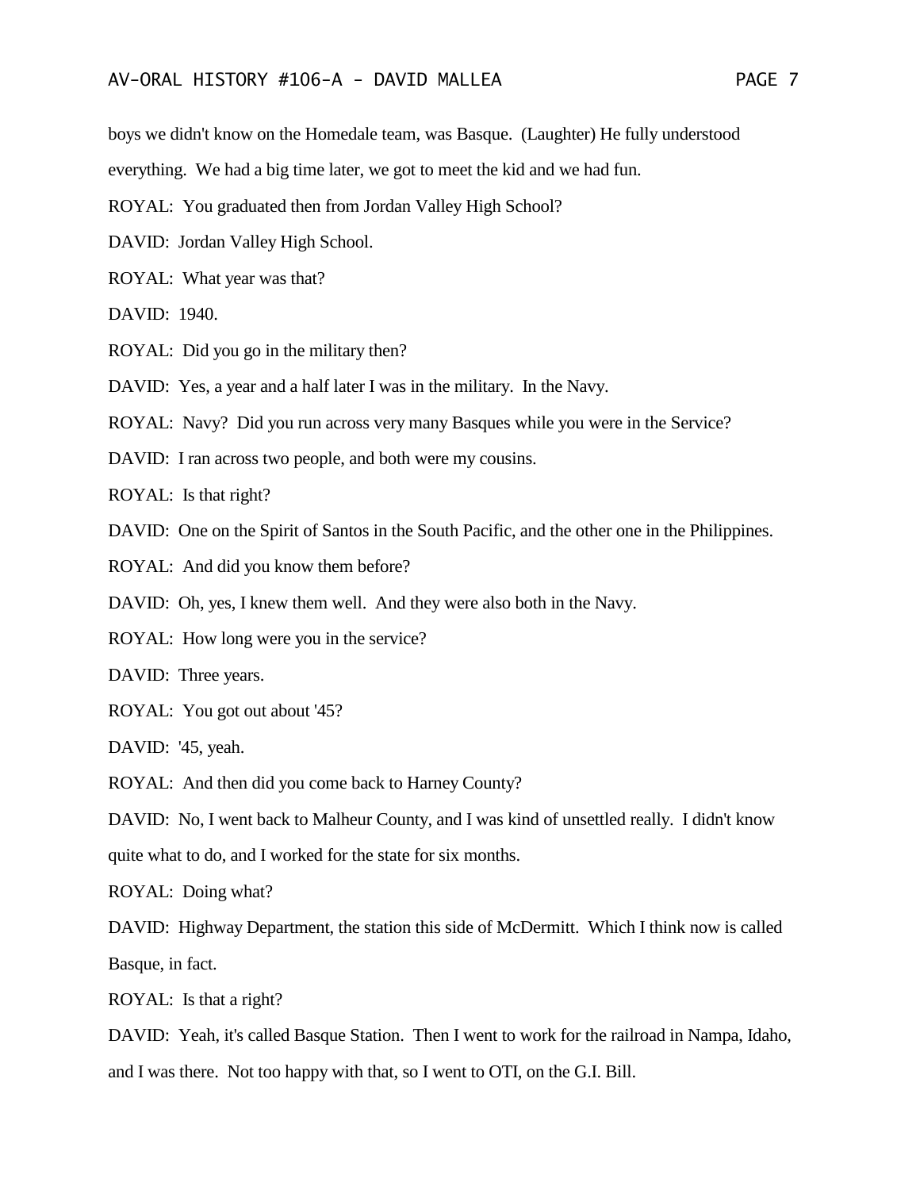boys we didn't know on the Homedale team, was Basque. (Laughter) He fully understood everything. We had a big time later, we got to meet the kid and we had fun.

ROYAL: You graduated then from Jordan Valley High School?

DAVID: Jordan Valley High School.

ROYAL: What year was that?

DAVID: 1940.

ROYAL: Did you go in the military then?

DAVID: Yes, a year and a half later I was in the military. In the Navy.

ROYAL: Navy? Did you run across very many Basques while you were in the Service?

DAVID: I ran across two people, and both were my cousins.

ROYAL: Is that right?

DAVID: One on the Spirit of Santos in the South Pacific, and the other one in the Philippines.

ROYAL: And did you know them before?

DAVID: Oh, yes, I knew them well. And they were also both in the Navy.

ROYAL: How long were you in the service?

DAVID: Three years.

ROYAL: You got out about '45?

DAVID: '45, yeah.

ROYAL: And then did you come back to Harney County?

DAVID: No, I went back to Malheur County, and I was kind of unsettled really. I didn't know quite what to do, and I worked for the state for six months.

ROYAL: Doing what?

DAVID: Highway Department, the station this side of McDermitt. Which I think now is called Basque, in fact.

ROYAL: Is that a right?

DAVID: Yeah, it's called Basque Station. Then I went to work for the railroad in Nampa, Idaho, and I was there. Not too happy with that, so I went to OTI, on the G.I. Bill.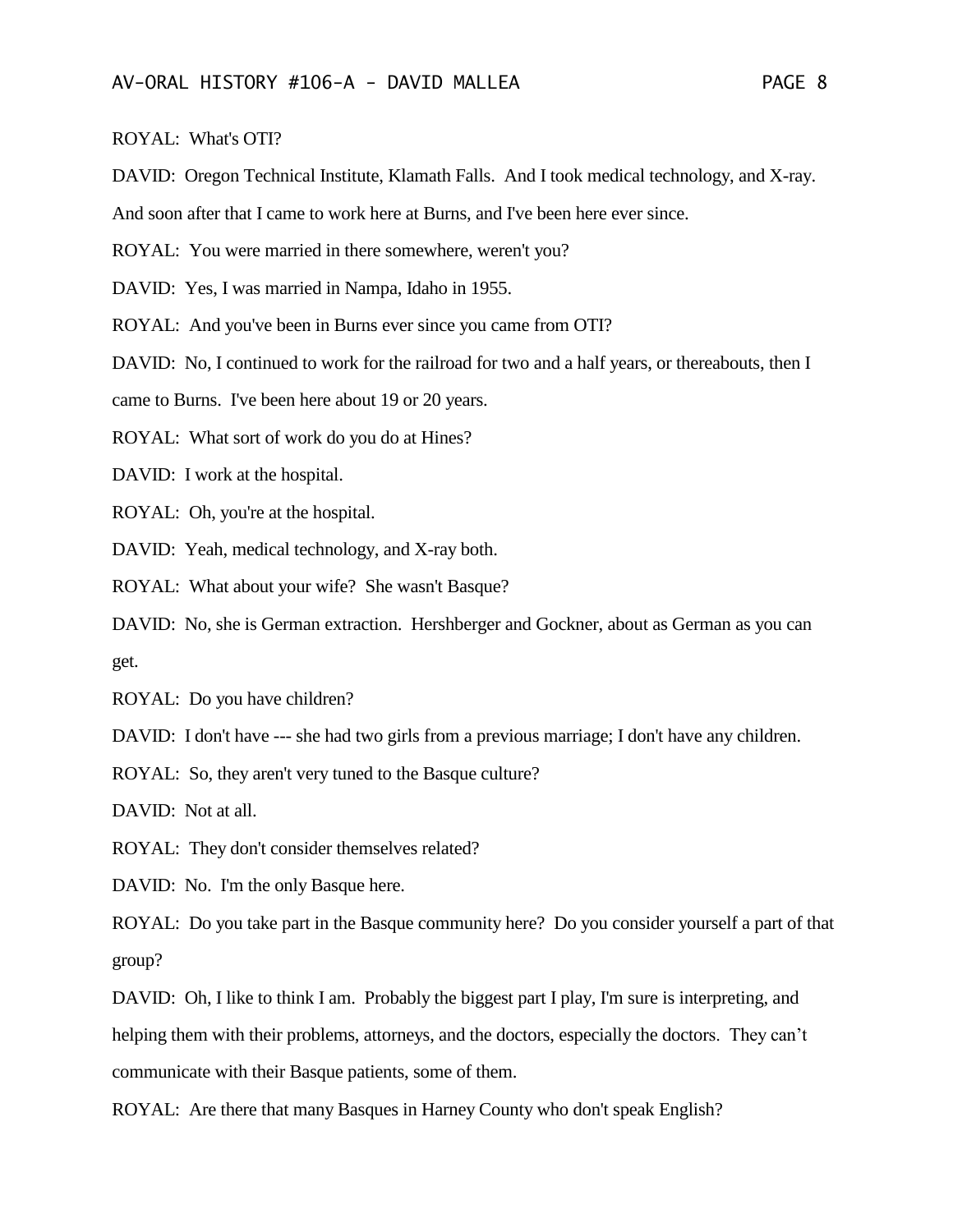ROYAL: What's OTI?

DAVID: Oregon Technical Institute, Klamath Falls. And I took medical technology, and X-ray. And soon after that I came to work here at Burns, and I've been here ever since.

ROYAL: You were married in there somewhere, weren't you?

DAVID: Yes, I was married in Nampa, Idaho in 1955.

ROYAL: And you've been in Burns ever since you came from OTI?

DAVID: No, I continued to work for the railroad for two and a half years, or thereabouts, then I came to Burns. I've been here about 19 or 20 years.

ROYAL: What sort of work do you do at Hines?

DAVID: I work at the hospital.

ROYAL: Oh, you're at the hospital.

DAVID: Yeah, medical technology, and X-ray both.

ROYAL: What about your wife? She wasn't Basque?

DAVID: No, she is German extraction. Hershberger and Gockner, about as German as you can get.

ROYAL: Do you have children?

DAVID: I don't have --- she had two girls from a previous marriage; I don't have any children.

ROYAL: So, they aren't very tuned to the Basque culture?

DAVID: Not at all.

ROYAL: They don't consider themselves related?

DAVID: No. I'm the only Basque here.

ROYAL: Do you take part in the Basque community here? Do you consider yourself a part of that group?

DAVID: Oh, I like to think I am. Probably the biggest part I play, I'm sure is interpreting, and helping them with their problems, attorneys, and the doctors, especially the doctors. They can't communicate with their Basque patients, some of them.

ROYAL: Are there that many Basques in Harney County who don't speak English?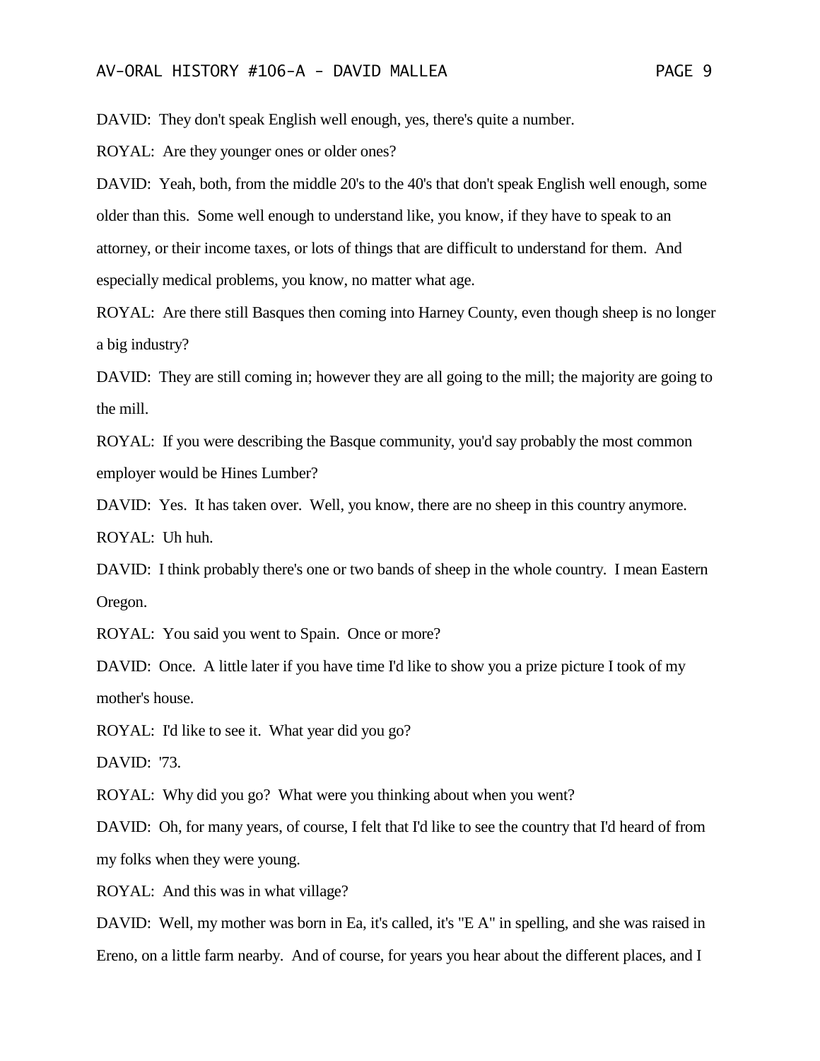DAVID: They don't speak English well enough, yes, there's quite a number.

ROYAL: Are they younger ones or older ones?

DAVID: Yeah, both, from the middle 20's to the 40's that don't speak English well enough, some older than this. Some well enough to understand like, you know, if they have to speak to an attorney, or their income taxes, or lots of things that are difficult to understand for them. And especially medical problems, you know, no matter what age.

ROYAL: Are there still Basques then coming into Harney County, even though sheep is no longer a big industry?

DAVID: They are still coming in; however they are all going to the mill; the majority are going to the mill.

ROYAL: If you were describing the Basque community, you'd say probably the most common employer would be Hines Lumber?

DAVID: Yes. It has taken over. Well, you know, there are no sheep in this country anymore.

ROYAL: Uh huh.

DAVID: I think probably there's one or two bands of sheep in the whole country. I mean Eastern Oregon.

ROYAL: You said you went to Spain. Once or more?

DAVID: Once. A little later if you have time I'd like to show you a prize picture I took of my mother's house.

ROYAL: I'd like to see it. What year did you go?

DAVID: '73.

ROYAL: Why did you go? What were you thinking about when you went?

DAVID: Oh, for many years, of course, I felt that I'd like to see the country that I'd heard of from my folks when they were young.

ROYAL: And this was in what village?

DAVID: Well, my mother was born in Ea, it's called, it's "E A" in spelling, and she was raised in Ereno, on a little farm nearby. And of course, for years you hear about the different places, and I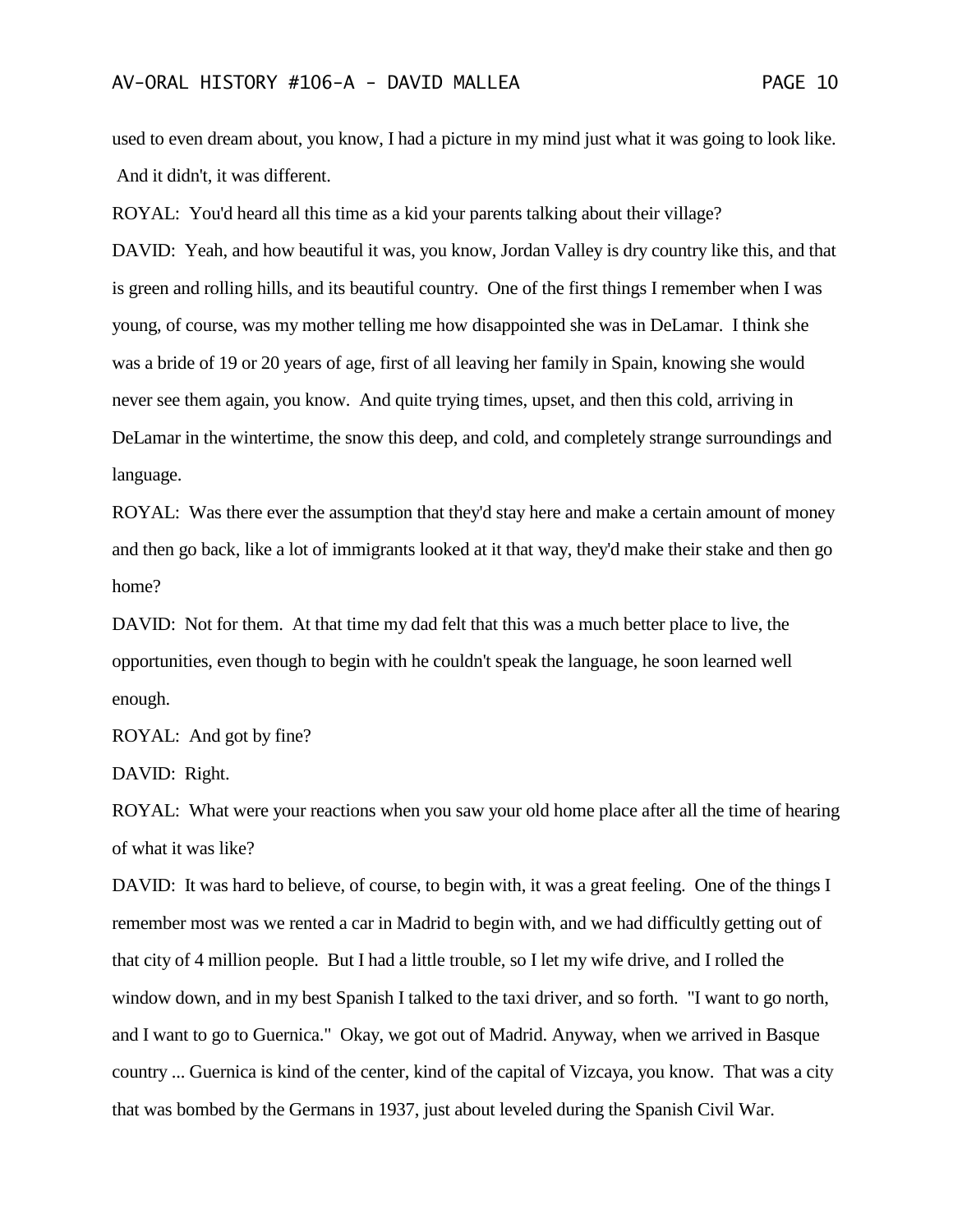used to even dream about, you know, I had a picture in my mind just what it was going to look like. And it didn't, it was different.

ROYAL: You'd heard all this time as a kid your parents talking about their village?

DAVID: Yeah, and how beautiful it was, you know, Jordan Valley is dry country like this, and that is green and rolling hills, and its beautiful country. One of the first things I remember when I was young, of course, was my mother telling me how disappointed she was in DeLamar. I think she was a bride of 19 or 20 years of age, first of all leaving her family in Spain, knowing she would never see them again, you know. And quite trying times, upset, and then this cold, arriving in DeLamar in the wintertime, the snow this deep, and cold, and completely strange surroundings and language.

ROYAL: Was there ever the assumption that they'd stay here and make a certain amount of money and then go back, like a lot of immigrants looked at it that way, they'd make their stake and then go home?

DAVID: Not for them. At that time my dad felt that this was a much better place to live, the opportunities, even though to begin with he couldn't speak the language, he soon learned well enough.

ROYAL: And got by fine?

DAVID: Right.

ROYAL: What were your reactions when you saw your old home place after all the time of hearing of what it was like?

DAVID: It was hard to believe, of course, to begin with, it was a great feeling. One of the things I remember most was we rented a car in Madrid to begin with, and we had difficultly getting out of that city of 4 million people. But I had a little trouble, so I let my wife drive, and I rolled the window down, and in my best Spanish I talked to the taxi driver, and so forth. "I want to go north, and I want to go to Guernica." Okay, we got out of Madrid. Anyway, when we arrived in Basque country ... Guernica is kind of the center, kind of the capital of Vizcaya, you know. That was a city that was bombed by the Germans in 1937, just about leveled during the Spanish Civil War.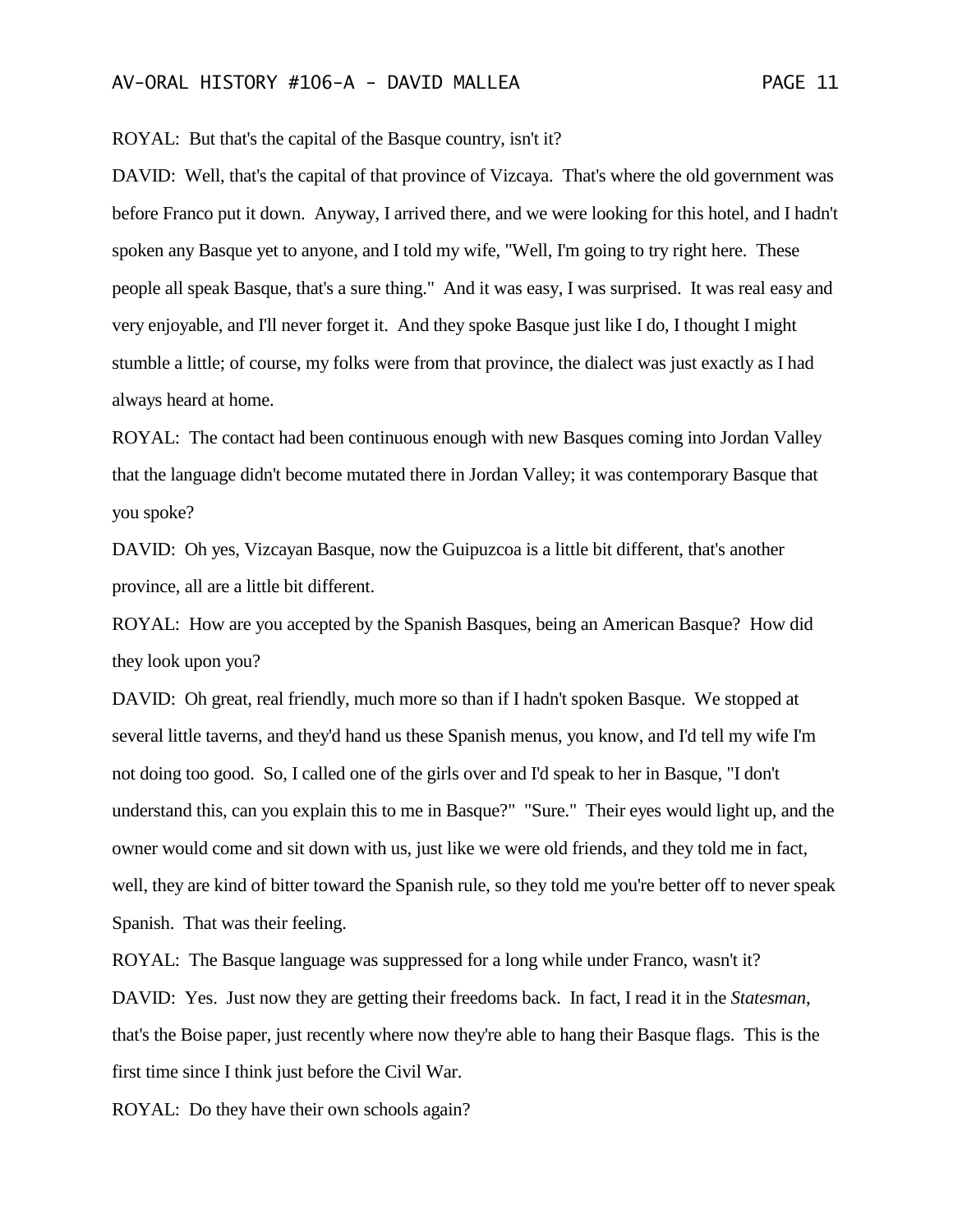ROYAL: But that's the capital of the Basque country, isn't it?

DAVID: Well, that's the capital of that province of Vizcaya. That's where the old government was before Franco put it down. Anyway, I arrived there, and we were looking for this hotel, and I hadn't spoken any Basque yet to anyone, and I told my wife, "Well, I'm going to try right here. These people all speak Basque, that's a sure thing." And it was easy, I was surprised. It was real easy and very enjoyable, and I'll never forget it. And they spoke Basque just like I do, I thought I might stumble a little; of course, my folks were from that province, the dialect was just exactly as I had always heard at home.

ROYAL: The contact had been continuous enough with new Basques coming into Jordan Valley that the language didn't become mutated there in Jordan Valley; it was contemporary Basque that you spoke?

DAVID: Oh yes, Vizcayan Basque, now the Guipuzcoa is a little bit different, that's another province, all are a little bit different.

ROYAL: How are you accepted by the Spanish Basques, being an American Basque? How did they look upon you?

DAVID: Oh great, real friendly, much more so than if I hadn't spoken Basque. We stopped at several little taverns, and they'd hand us these Spanish menus, you know, and I'd tell my wife I'm not doing too good. So, I called one of the girls over and I'd speak to her in Basque, "I don't understand this, can you explain this to me in Basque?" "Sure." Their eyes would light up, and the owner would come and sit down with us, just like we were old friends, and they told me in fact, well, they are kind of bitter toward the Spanish rule, so they told me you're better off to never speak Spanish. That was their feeling.

ROYAL: The Basque language was suppressed for a long while under Franco, wasn't it?

DAVID: Yes. Just now they are getting their freedoms back. In fact, I read it in the *Statesman*, that's the Boise paper, just recently where now they're able to hang their Basque flags. This is the first time since I think just before the Civil War.

ROYAL: Do they have their own schools again?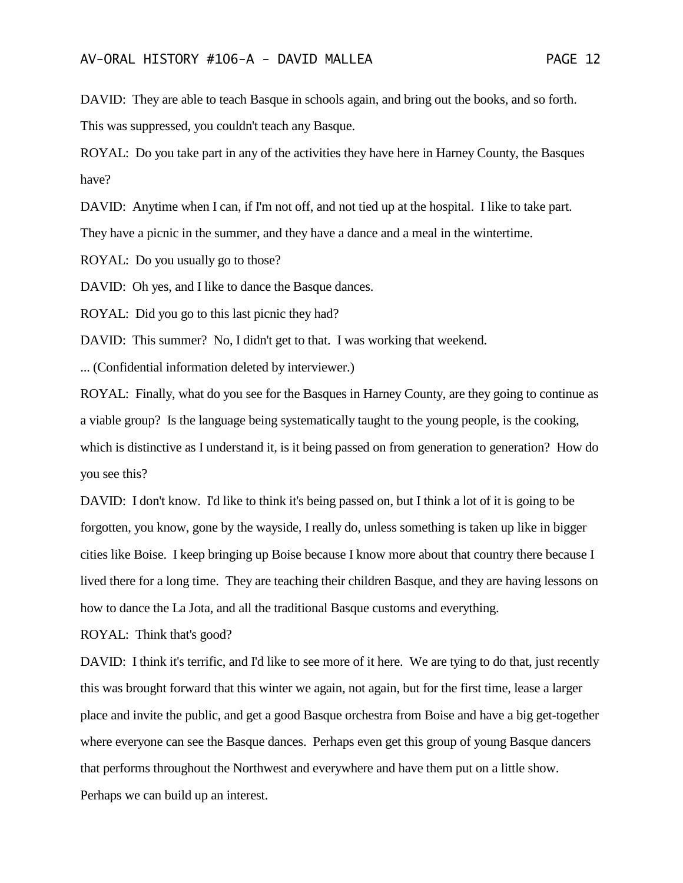DAVID: They are able to teach Basque in schools again, and bring out the books, and so forth. This was suppressed, you couldn't teach any Basque.

ROYAL: Do you take part in any of the activities they have here in Harney County, the Basques have?

DAVID: Anytime when I can, if I'm not off, and not tied up at the hospital. I like to take part. They have a picnic in the summer, and they have a dance and a meal in the wintertime.

ROYAL: Do you usually go to those?

DAVID: Oh yes, and I like to dance the Basque dances.

ROYAL: Did you go to this last picnic they had?

DAVID: This summer? No, I didn't get to that. I was working that weekend.

... (Confidential information deleted by interviewer.)

ROYAL: Finally, what do you see for the Basques in Harney County, are they going to continue as a viable group? Is the language being systematically taught to the young people, is the cooking, which is distinctive as I understand it, is it being passed on from generation to generation? How do you see this?

DAVID: I don't know. I'd like to think it's being passed on, but I think a lot of it is going to be forgotten, you know, gone by the wayside, I really do, unless something is taken up like in bigger cities like Boise. I keep bringing up Boise because I know more about that country there because I lived there for a long time. They are teaching their children Basque, and they are having lessons on how to dance the La Jota, and all the traditional Basque customs and everything.

ROYAL: Think that's good?

DAVID: I think it's terrific, and I'd like to see more of it here. We are tying to do that, just recently this was brought forward that this winter we again, not again, but for the first time, lease a larger place and invite the public, and get a good Basque orchestra from Boise and have a big get-together where everyone can see the Basque dances. Perhaps even get this group of young Basque dancers that performs throughout the Northwest and everywhere and have them put on a little show. Perhaps we can build up an interest.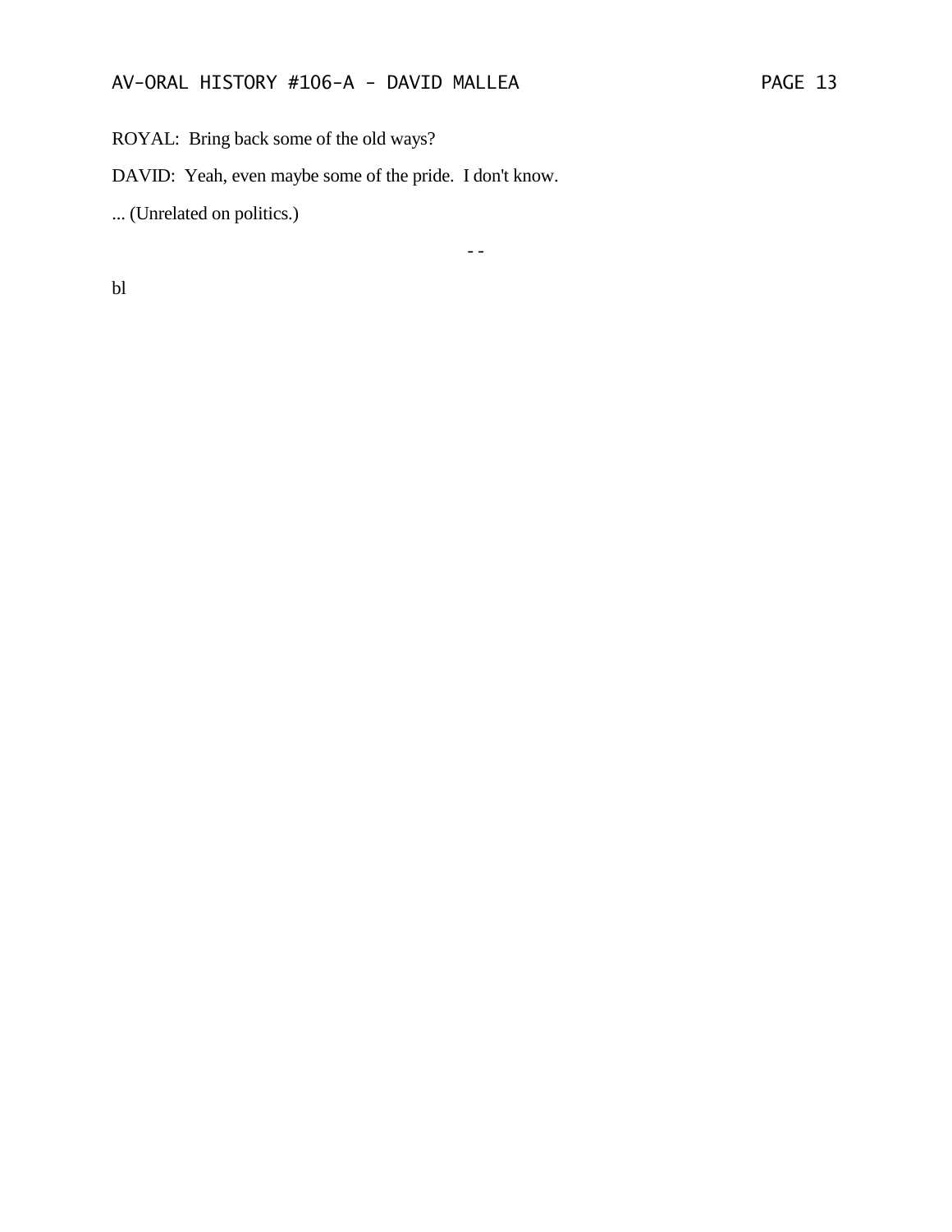ROYAL: Bring back some of the old ways?

DAVID: Yeah, even maybe some of the pride. I don't know.

... (Unrelated on politics.)

- -

bl